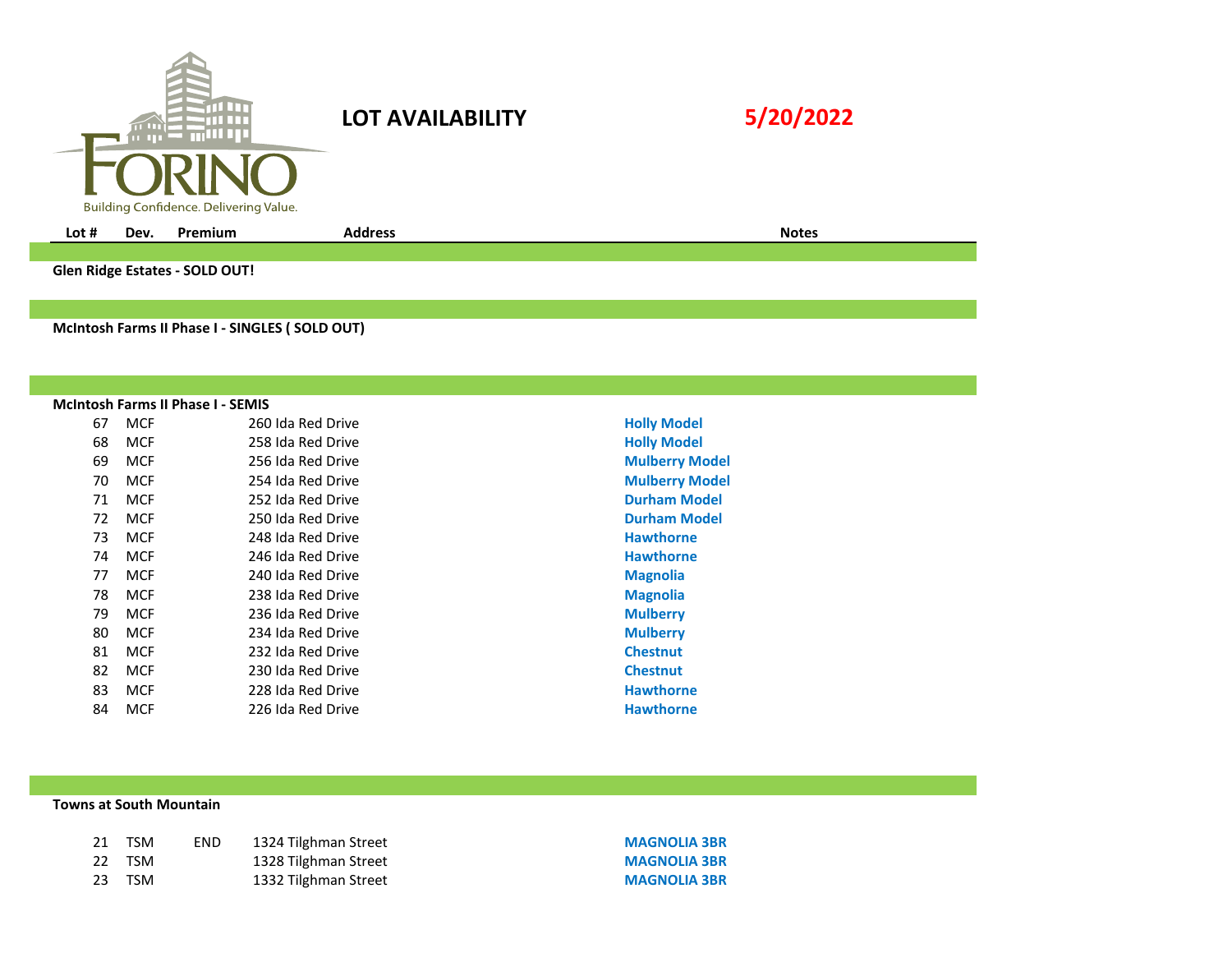FORINO
Building Confidence. Delivering Value.

# LOT AVAILABILITY

**5/20/2022**

| Lot # | Dev. | Premium | Address | Notes |
|---|---|---|---|---|
| **Glen Ridge Estates - SOLD OUT!** | | | | |
| **McIntosh Farms II Phase I - SINGLES ( SOLD OUT)** | | | | |
| **McIntosh Farms II Phase I - SEMIS** | | | | |
| 67 | MCF | | 260 Ida Red Drive | **Holly Model** |
| 68 | MCF | | 258 Ida Red Drive | **Holly Model** |
| 69 | MCF | | 256 Ida Red Drive | **Mulberry Model** |
| 70 | MCF | | 254 Ida Red Drive | **Mulberry Model** |
| 71 | MCF | | 252 Ida Red Drive | **Durham Model** |
| 72 | MCF | | 250 Ida Red Drive | **Durham Model** |
| 73 | MCF | | 248 Ida Red Drive | **Hawthorne** |
| 74 | MCF | | 246 Ida Red Drive | **Hawthorne** |
| 77 | MCF | | 240 Ida Red Drive | **Magnolia** |
| 78 | MCF | | 238 Ida Red Drive | **Magnolia** |
| 79 | MCF | | 236 Ida Red Drive | **Mulberry** |
| 80 | MCF | | 234 Ida Red Drive | **Mulberry** |
| 81 | MCF | | 232 Ida Red Drive | **Chestnut** |
| 82 | MCF | | 230 Ida Red Drive | **Chestnut** |
| 83 | MCF | | 228 Ida Red Drive | **Hawthorne** |
| 84 | MCF | | 226 Ida Red Drive | **Hawthorne** |
| **Towns at South Mountain** | | | | |
| 21 | TSM | END | 1324 Tilghman Street | **MAGNOLIA 3BR** |
| 22 | TSM | | 1328 Tilghman Street | **MAGNOLIA 3BR** |
| 23 | TSM | | 1332 Tilghman Street | **MAGNOLIA 3BR** |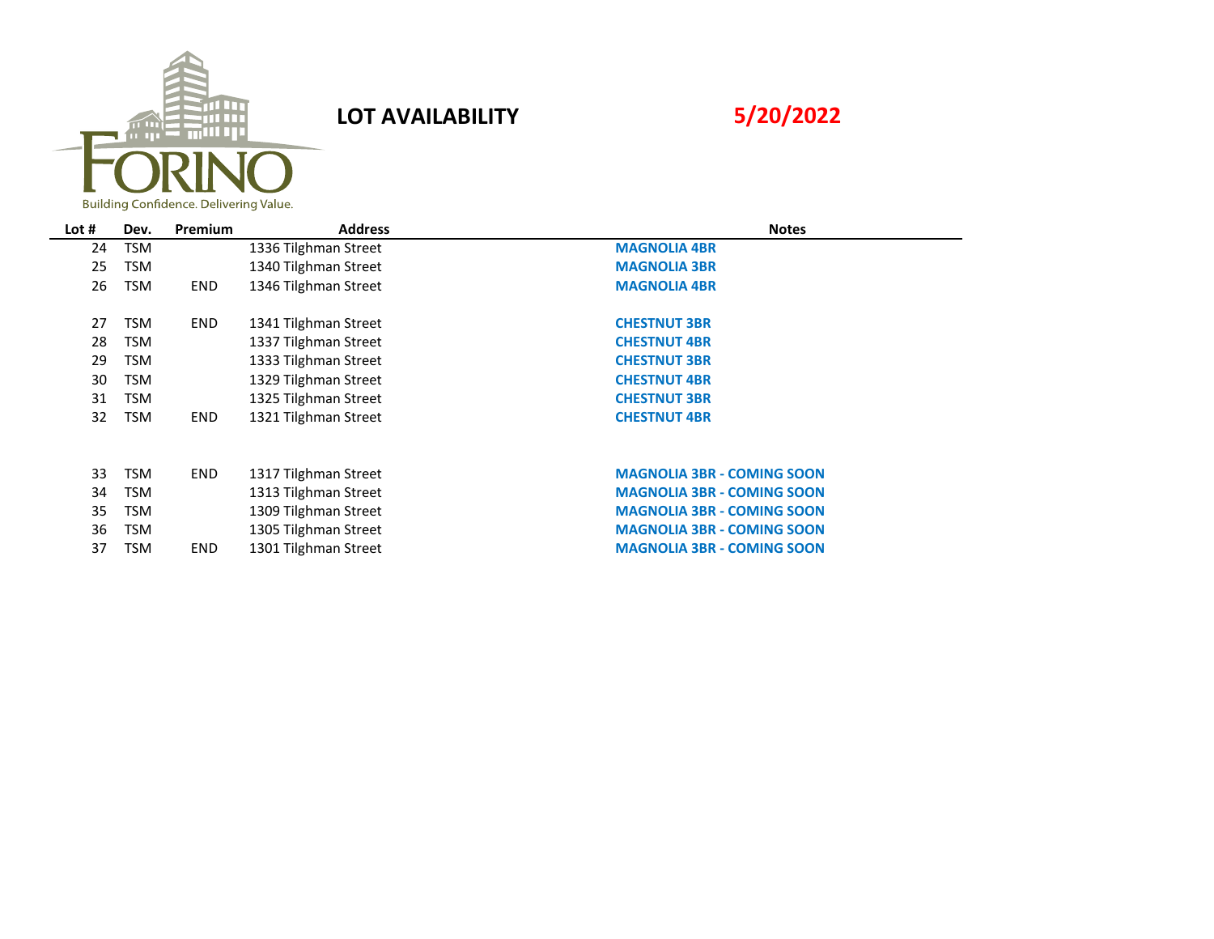FORINO

Building Confidence. Delivering Value.

**LOT AVAILABILITY** **5/20/2022**

| Lot # | Dev. | Premium | Address | Notes |
|---|---|---|---|---|
| 24 | TSM | | 1336 Tilghman Street | **MAGNOLIA 4BR** |
| 25 | TSM | | 1340 Tilghman Street | **MAGNOLIA 3BR** |
| 26 | TSM | END | 1346 Tilghman Street | **MAGNOLIA 4BR** |
| 27 | TSM | END | 1341 Tilghman Street | **CHESTNUT 3BR** |
| 28 | TSM | | 1337 Tilghman Street | **CHESTNUT 4BR** |
| 29 | TSM | | 1333 Tilghman Street | **CHESTNUT 3BR** |
| 30 | TSM | | 1329 Tilghman Street | **CHESTNUT 4BR** |
| 31 | TSM | | 1325 Tilghman Street | **CHESTNUT 3BR** |
| 32 | TSM | END | 1321 Tilghman Street | **CHESTNUT 4BR** |
| 33 | TSM | END | 1317 Tilghman Street | **MAGNOLIA 3BR - COMING SOON** |
| 34 | TSM | | 1313 Tilghman Street | **MAGNOLIA 3BR - COMING SOON** |
| 35 | TSM | | 1309 Tilghman Street | **MAGNOLIA 3BR - COMING SOON** |
| 36 | TSM | | 1305 Tilghman Street | **MAGNOLIA 3BR - COMING SOON** |
| 37 | TSM | END | 1301 Tilghman Street | **MAGNOLIA 3BR - COMING SOON** |